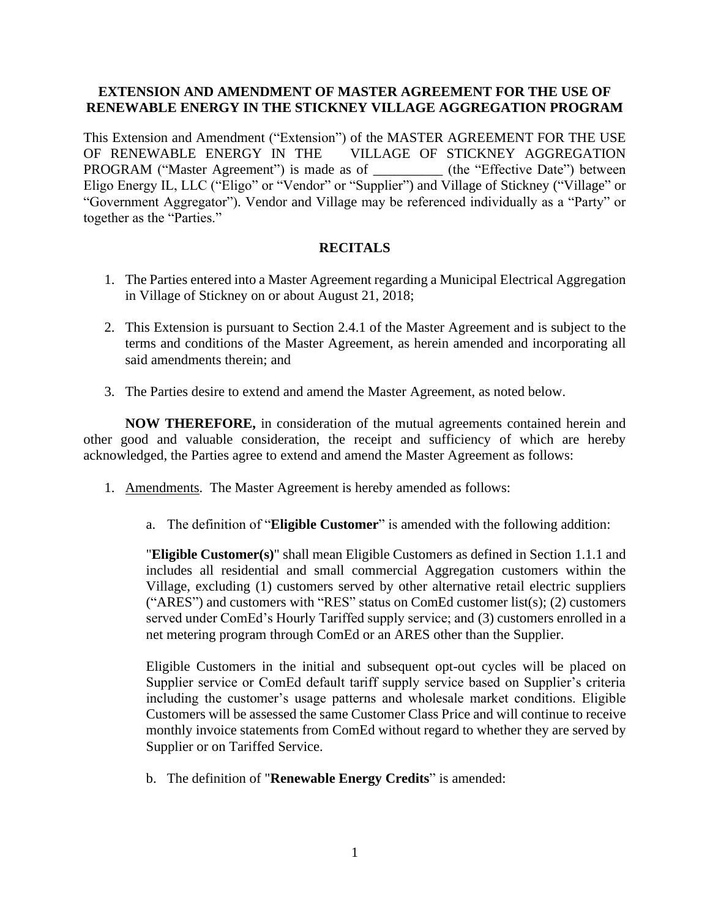**EXTENSION AND AMENDMENT OF MASTER AGREEMENT FOR THE USE OF RENEWABLE ENERGY IN THE STICKNEY VILLAGE AGGREGATION PROGRAM**

This Extension and Amendment ("Extension") of the MASTER AGREEMENT FOR THE USE OF RENEWABLE ENERGY IN THE VILLAGE OF STICKNEY AGGREGATION PROGRAM ("Master Agreement") is made as of __________ (the "Effective Date") between Eligo Energy IL, LLC ("Eligo" or "Vendor" or "Supplier") and Village of Stickney ("Village" or "Government Aggregator"). Vendor and Village may be referenced individually as a "Party" or together as the "Parties."

## RECITALS

1. The Parties entered into a Master Agreement regarding a Municipal Electrical Aggregation in Village of Stickney on or about August 21, 2018;

2. This Extension is pursuant to Section 2.4.1 of the Master Agreement and is subject to the terms and conditions of the Master Agreement, as herein amended and incorporating all said amendments therein; and

3. The Parties desire to extend and amend the Master Agreement, as noted below.

**NOW THEREFORE,** in consideration of the mutual agreements contained herein and other good and valuable consideration, the receipt and sufficiency of which are hereby acknowledged, the Parties agree to extend and amend the Master Agreement as follows:

1. Amendments. The Master Agreement is hereby amended as follows:

   a. The definition of "**Eligible Customer**" is amended with the following addition:

   "**Eligible Customer(s)**" shall mean Eligible Customers as defined in Section 1.1.1 and includes all residential and small commercial Aggregation customers within the Village, excluding (1) customers served by other alternative retail electric suppliers ("ARES") and customers with "RES" status on ComEd customer list(s); (2) customers served under ComEd's Hourly Tariffed supply service; and (3) customers enrolled in a net metering program through ComEd or an ARES other than the Supplier.

   Eligible Customers in the initial and subsequent opt-out cycles will be placed on Supplier service or ComEd default tariff supply service based on Supplier's criteria including the customer's usage patterns and wholesale market conditions. Eligible Customers will be assessed the same Customer Class Price and will continue to receive monthly invoice statements from ComEd without regard to whether they are served by Supplier or on Tariffed Service.

   b. The definition of "**Renewable Energy Credits**" is amended: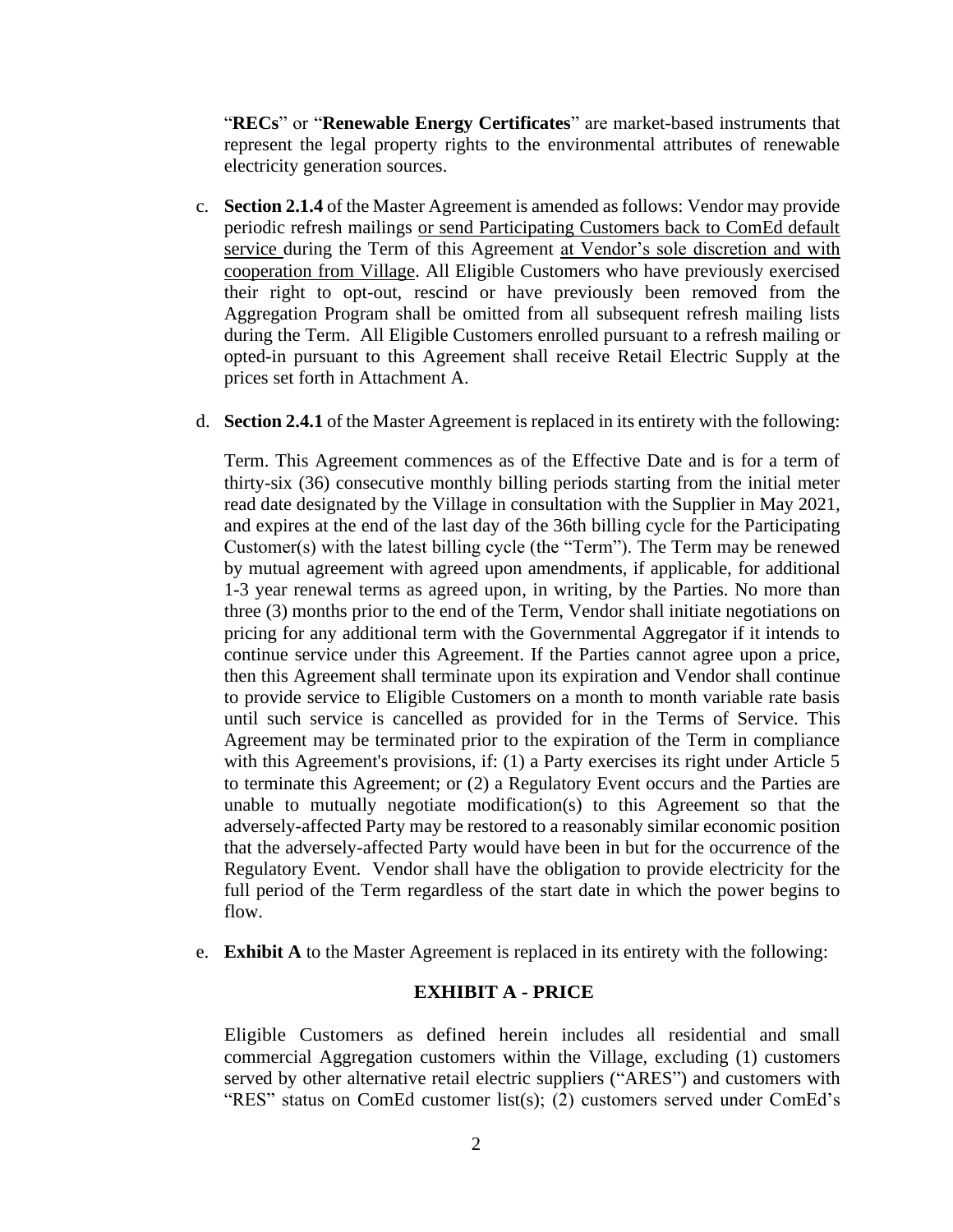"**RECs**" or "**Renewable Energy Certificates**" are market-based instruments that represent the legal property rights to the environmental attributes of renewable electricity generation sources.

c. **Section 2.1.4** of the Master Agreement is amended as follows: Vendor may provide periodic refresh mailings <u>or send Participating Customers back to ComEd default service</u> during the Term of this Agreement <u>at Vendor's sole discretion and with cooperation from Village</u>. All Eligible Customers who have previously exercised their right to opt-out, rescind or have previously been removed from the Aggregation Program shall be omitted from all subsequent refresh mailing lists during the Term. All Eligible Customers enrolled pursuant to a refresh mailing or opted-in pursuant to this Agreement shall receive Retail Electric Supply at the prices set forth in Attachment A.

d. **Section 2.4.1** of the Master Agreement is replaced in its entirety with the following:

   Term. This Agreement commences as of the Effective Date and is for a term of thirty-six (36) consecutive monthly billing periods starting from the initial meter read date designated by the Village in consultation with the Supplier in May 2021, and expires at the end of the last day of the 36th billing cycle for the Participating Customer(s) with the latest billing cycle (the "Term"). The Term may be renewed by mutual agreement with agreed upon amendments, if applicable, for additional 1-3 year renewal terms as agreed upon, in writing, by the Parties. No more than three (3) months prior to the end of the Term, Vendor shall initiate negotiations on pricing for any additional term with the Governmental Aggregator if it intends to continue service under this Agreement. If the Parties cannot agree upon a price, then this Agreement shall terminate upon its expiration and Vendor shall continue to provide service to Eligible Customers on a month to month variable rate basis until such service is cancelled as provided for in the Terms of Service. This Agreement may be terminated prior to the expiration of the Term in compliance with this Agreement's provisions, if: (1) a Party exercises its right under Article 5 to terminate this Agreement; or (2) a Regulatory Event occurs and the Parties are unable to mutually negotiate modification(s) to this Agreement so that the adversely-affected Party may be restored to a reasonably similar economic position that the adversely-affected Party would have been in but for the occurrence of the Regulatory Event. Vendor shall have the obligation to provide electricity for the full period of the Term regardless of the start date in which the power begins to flow.

e. **Exhibit A** to the Master Agreement is replaced in its entirety with the following:

**EXHIBIT A - PRICE**

Eligible Customers as defined herein includes all residential and small commercial Aggregation customers within the Village, excluding (1) customers served by other alternative retail electric suppliers ("ARES") and customers with "RES" status on ComEd customer list(s); (2) customers served under ComEd's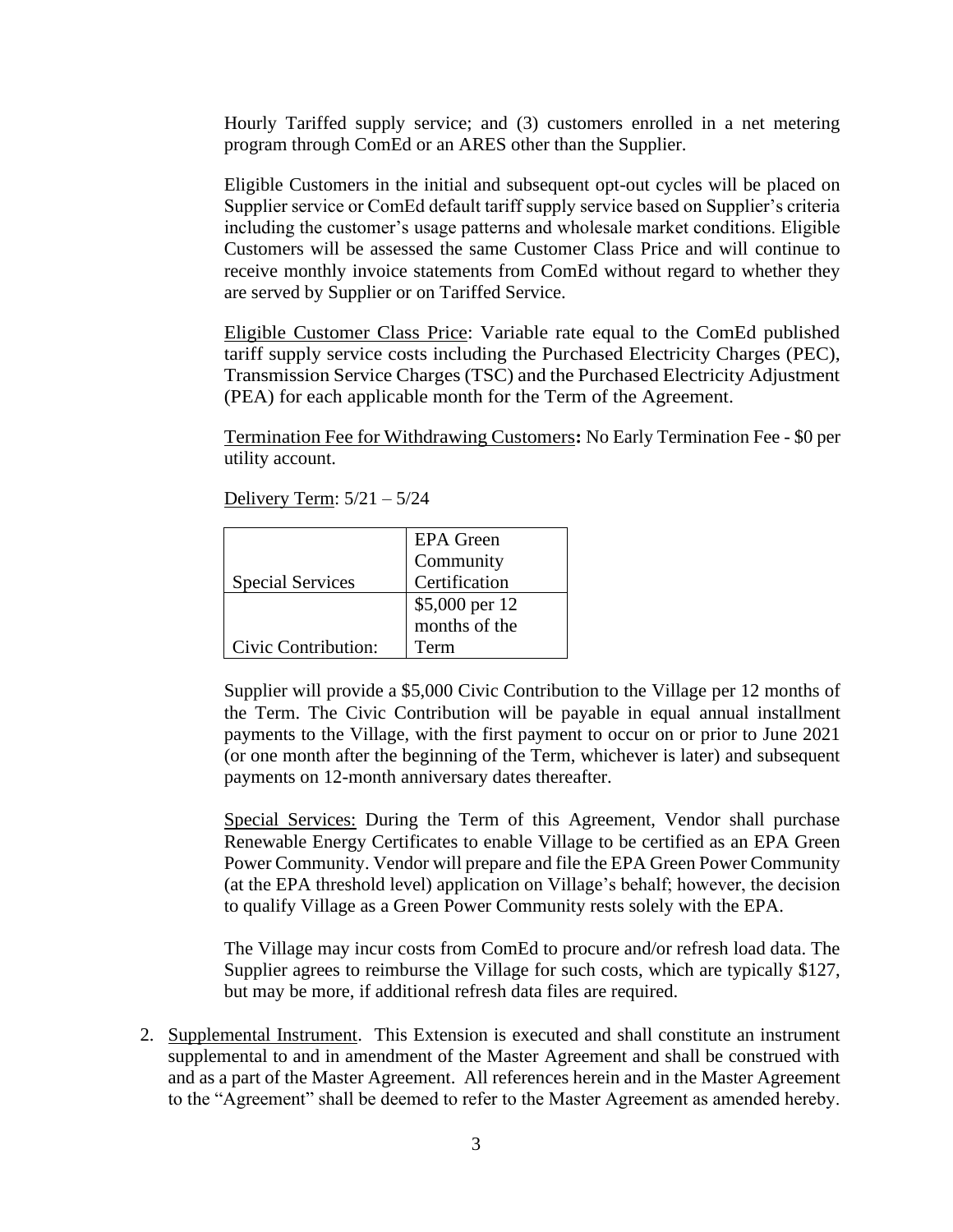Hourly Tariffed supply service; and (3) customers enrolled in a net metering program through ComEd or an ARES other than the Supplier.

Eligible Customers in the initial and subsequent opt-out cycles will be placed on Supplier service or ComEd default tariff supply service based on Supplier's criteria including the customer's usage patterns and wholesale market conditions. Eligible Customers will be assessed the same Customer Class Price and will continue to receive monthly invoice statements from ComEd without regard to whether they are served by Supplier or on Tariffed Service.

Eligible Customer Class Price: Variable rate equal to the ComEd published tariff supply service costs including the Purchased Electricity Charges (PEC), Transmission Service Charges (TSC) and the Purchased Electricity Adjustment (PEA) for each applicable month for the Term of the Agreement.

Termination Fee for Withdrawing Customers**:** No Early Termination Fee - $0 per utility account.

Delivery Term: 5/21 – 5/24

| Special Services | EPA Green Community Certification |
|---|---|
| Civic Contribution: | $5,000 per 12 months of the Term |

Supplier will provide a $5,000 Civic Contribution to the Village per 12 months of the Term. The Civic Contribution will be payable in equal annual installment payments to the Village, with the first payment to occur on or prior to June 2021 (or one month after the beginning of the Term, whichever is later) and subsequent payments on 12-month anniversary dates thereafter.

Special Services: During the Term of this Agreement, Vendor shall purchase Renewable Energy Certificates to enable Village to be certified as an EPA Green Power Community. Vendor will prepare and file the EPA Green Power Community (at the EPA threshold level) application on Village's behalf; however, the decision to qualify Village as a Green Power Community rests solely with the EPA.

The Village may incur costs from ComEd to procure and/or refresh load data. The Supplier agrees to reimburse the Village for such costs, which are typically $127, but may be more, if additional refresh data files are required.

2. Supplemental Instrument. This Extension is executed and shall constitute an instrument supplemental to and in amendment of the Master Agreement and shall be construed with and as a part of the Master Agreement. All references herein and in the Master Agreement to the "Agreement" shall be deemed to refer to the Master Agreement as amended hereby.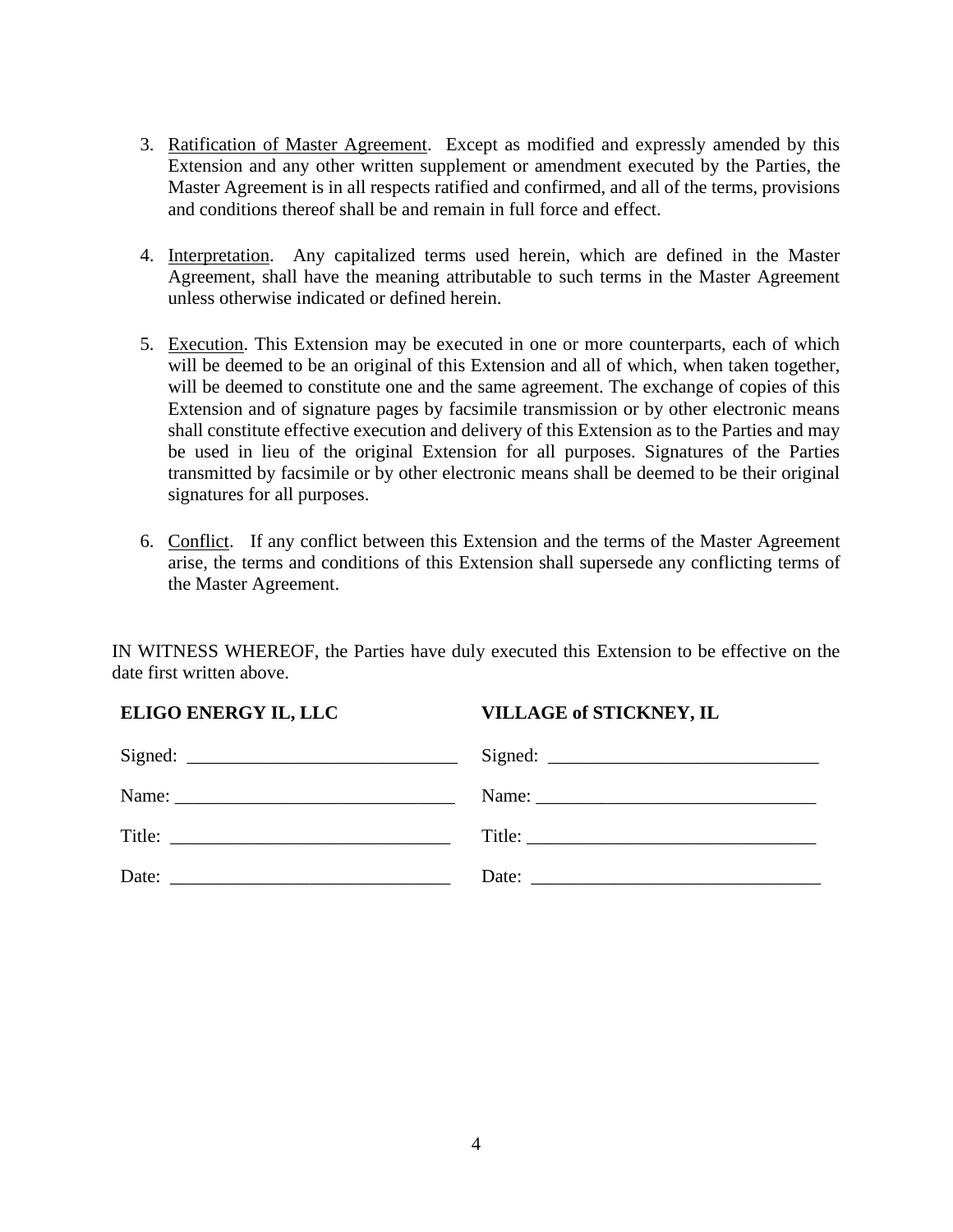3. Ratification of Master Agreement. Except as modified and expressly amended by this Extension and any other written supplement or amendment executed by the Parties, the Master Agreement is in all respects ratified and confirmed, and all of the terms, provisions and conditions thereof shall be and remain in full force and effect.

4. Interpretation. Any capitalized terms used herein, which are defined in the Master Agreement, shall have the meaning attributable to such terms in the Master Agreement unless otherwise indicated or defined herein.

5. Execution. This Extension may be executed in one or more counterparts, each of which will be deemed to be an original of this Extension and all of which, when taken together, will be deemed to constitute one and the same agreement. The exchange of copies of this Extension and of signature pages by facsimile transmission or by other electronic means shall constitute effective execution and delivery of this Extension as to the Parties and may be used in lieu of the original Extension for all purposes. Signatures of the Parties transmitted by facsimile or by other electronic means shall be deemed to be their original signatures for all purposes.

6. Conflict. If any conflict between this Extension and the terms of the Master Agreement arise, the terms and conditions of this Extension shall supersede any conflicting terms of the Master Agreement.

IN WITNESS WHEREOF, the Parties have duly executed this Extension to be effective on the date first written above.

| **ELIGO ENERGY IL, LLC** | **VILLAGE of STICKNEY, IL** |
|---|---|
| Signed: ____________________________ | Signed: ____________________________ |
| Name: ______________________________ | Name: ______________________________ |
| Title: ______________________________ | Title: ______________________________ |
| Date: ______________________________ | Date: ______________________________ |